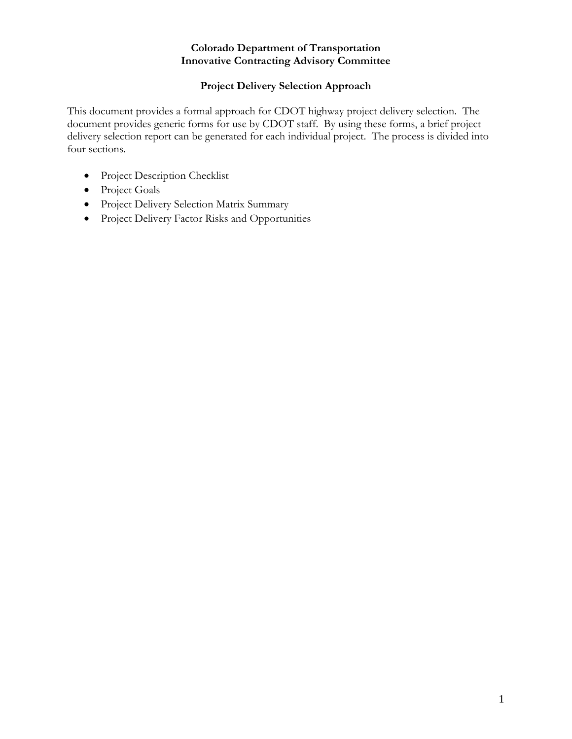# Colorado Department of Transportation
# Innovative Contracting Advisory Committee

## Project Delivery Selection Approach

This document provides a formal approach for CDOT highway project delivery selection. The document provides generic forms for use by CDOT staff. By using these forms, a brief project delivery selection report can be generated for each individual project. The process is divided into four sections.

- Project Description Checklist
- Project Goals
- Project Delivery Selection Matrix Summary
- Project Delivery Factor Risks and Opportunities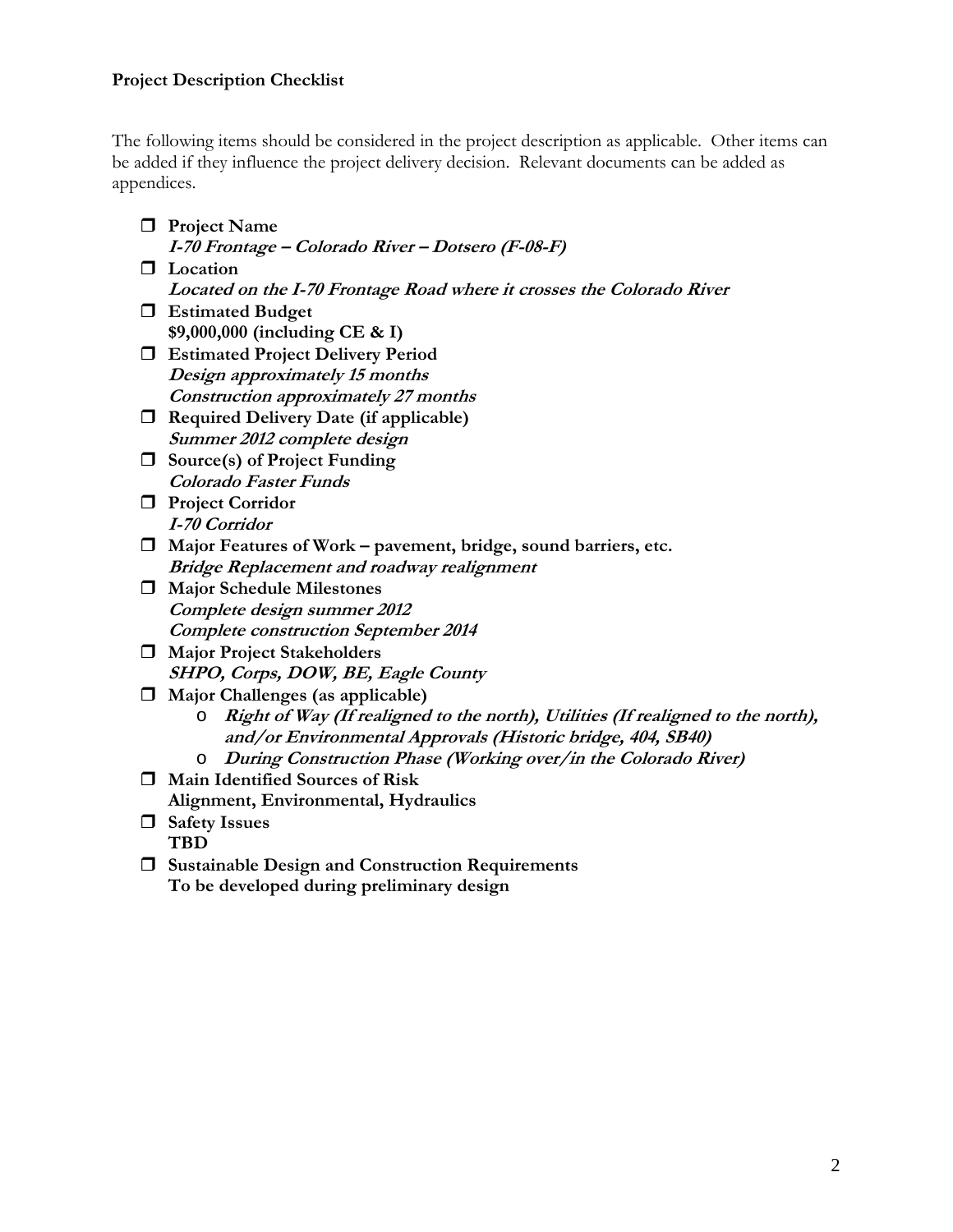**Project Description Checklist**

The following items should be considered in the project description as applicable. Other items can be added if they influence the project delivery decision. Relevant documents can be added as appendices.

- ❒ **Project Name**
  ***I-70 Frontage – Colorado River – Dotsero (F-08-F)***
- ❒ **Location**
  ***Located on the I-70 Frontage Road where it crosses the Colorado River***
- ❒ **Estimated Budget**
  **$9,000,000 (including CE & I)**
- ❒ **Estimated Project Delivery Period**
  ***Design approximately 15 months***
  ***Construction approximately 27 months***
- ❒ **Required Delivery Date (if applicable)**
  ***Summer 2012 complete design***
- ❒ **Source(s) of Project Funding**
  ***Colorado Faster Funds***
- ❒ **Project Corridor**
  ***I-70 Corridor***
- ❒ **Major Features of Work – pavement, bridge, sound barriers, etc.**
  ***Bridge Replacement and roadway realignment***
- ❒ **Major Schedule Milestones**
  ***Complete design summer 2012***
  ***Complete construction September 2014***
- ❒ **Major Project Stakeholders**
  ***SHPO, Corps, DOW, BE, Eagle County***
- ❒ **Major Challenges (as applicable)**
  - ***Right of Way (If realigned to the north), Utilities (If realigned to the north), and/or Environmental Approvals (Historic bridge, 404, SB40)***
  - ***During Construction Phase (Working over/in the Colorado River)***
- ❒ **Main Identified Sources of Risk**
  **Alignment, Environmental, Hydraulics**
- ❒ **Safety Issues**
  **TBD**
- ❒ **Sustainable Design and Construction Requirements**
  **To be developed during preliminary design**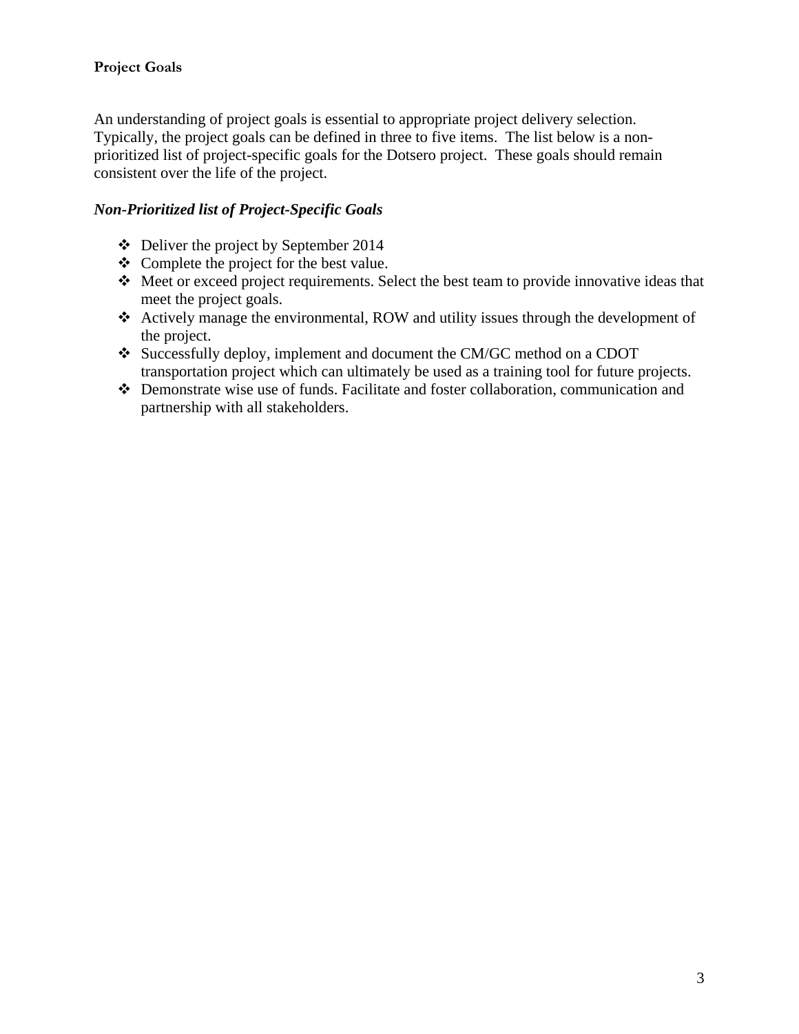**Project Goals**

An understanding of project goals is essential to appropriate project delivery selection. Typically, the project goals can be defined in three to five items. The list below is a non-prioritized list of project-specific goals for the Dotsero project. These goals should remain consistent over the life of the project.

***Non-Prioritized list of Project-Specific Goals***

- Deliver the project by September 2014
- Complete the project for the best value.
- Meet or exceed project requirements. Select the best team to provide innovative ideas that meet the project goals.
- Actively manage the environmental, ROW and utility issues through the development of the project.
- Successfully deploy, implement and document the CM/GC method on a CDOT transportation project which can ultimately be used as a training tool for future projects.
- Demonstrate wise use of funds. Facilitate and foster collaboration, communication and partnership with all stakeholders.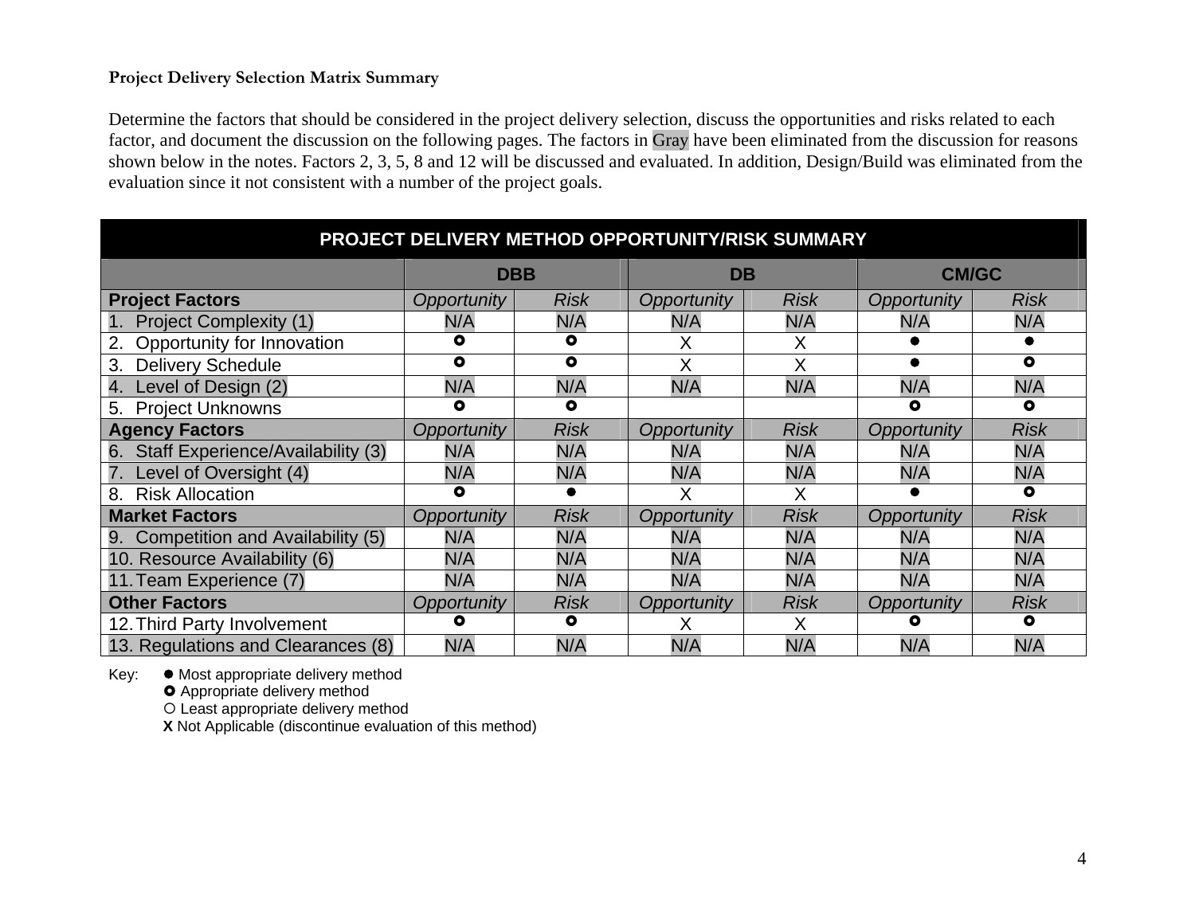**Project Delivery Selection Matrix Summary**

Determine the factors that should be considered in the project delivery selection, discuss the opportunities and risks related to each factor, and document the discussion on the following pages. The factors in Gray have been eliminated from the discussion for reasons shown below in the notes. Factors 2, 3, 5, 8 and 12 will be discussed and evaluated. In addition, Design/Build was eliminated from the evaluation since it not consistent with a number of the project goals.

| PROJECT DELIVERY METHOD OPPORTUNITY/RISK SUMMARY | | | | | | |
|---|---|---|---|---|---|---|
| | DBB | | DB | | CM/GC | |
| **Project Factors** | *Opportunity* | *Risk* | *Opportunity* | *Risk* | *Opportunity* | *Risk* |
| 1. Project Complexity (1) | N/A | N/A | N/A | N/A | N/A | N/A |
| 2. Opportunity for Innovation | ⭘ | ⭘ | X | X | ● | ● |
| 3. Delivery Schedule | ⭘ | ⭘ | X | X | ● | ⭘ |
| 4. Level of Design (2) | N/A | N/A | N/A | N/A | N/A | N/A |
| 5. Project Unknowns | ⭘ | ⭘ | | | ⭘ | ⭘ |
| **Agency Factors** | *Opportunity* | *Risk* | *Opportunity* | *Risk* | *Opportunity* | *Risk* |
| 6. Staff Experience/Availability (3) | N/A | N/A | N/A | N/A | N/A | N/A |
| 7. Level of Oversight (4) | N/A | N/A | N/A | N/A | N/A | N/A |
| 8. Risk Allocation | ⭘ | ● | X | X | ● | ⭘ |
| **Market Factors** | *Opportunity* | *Risk* | *Opportunity* | *Risk* | *Opportunity* | *Risk* |
| 9. Competition and Availability (5) | N/A | N/A | N/A | N/A | N/A | N/A |
| 10. Resource Availability (6) | N/A | N/A | N/A | N/A | N/A | N/A |
| 11. Team Experience (7) | N/A | N/A | N/A | N/A | N/A | N/A |
| **Other Factors** | *Opportunity* | *Risk* | *Opportunity* | *Risk* | *Opportunity* | *Risk* |
| 12. Third Party Involvement | ⭘ | ⭘ | X | X | ⭘ | ⭘ |
| 13. Regulations and Clearances (8) | N/A | N/A | N/A | N/A | N/A | N/A |

Key:
- ● Most appropriate delivery method
- ⭘ Appropriate delivery method
- ○ Least appropriate delivery method
- **X** Not Applicable (discontinue evaluation of this method)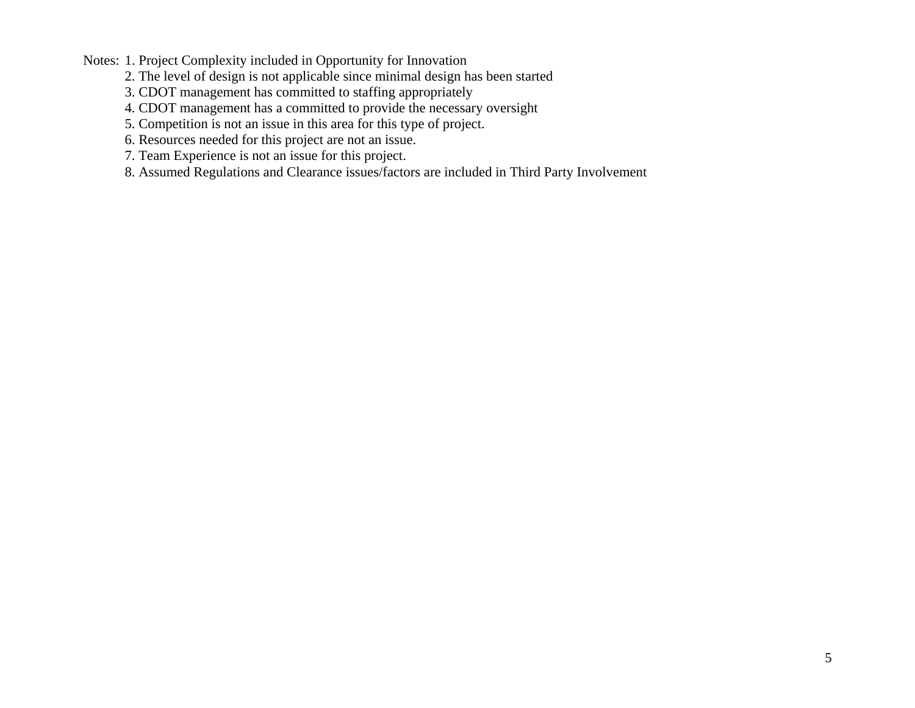Notes: 1. Project Complexity included in Opportunity for Innovation

2. The level of design is not applicable since minimal design has been started
3. CDOT management has committed to staffing appropriately
4. CDOT management has a committed to provide the necessary oversight
5. Competition is not an issue in this area for this type of project.
6. Resources needed for this project are not an issue.
7. Team Experience is not an issue for this project.
8. Assumed Regulations and Clearance issues/factors are included in Third Party Involvement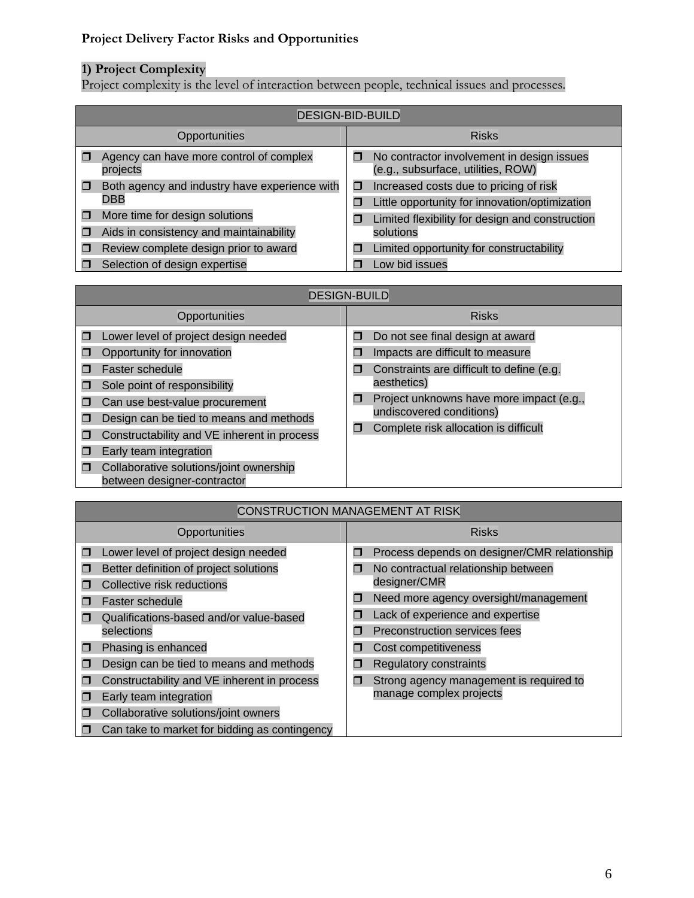**Project Delivery Factor Risks and Opportunities**

## 1) Project Complexity

Project complexity is the level of interaction between people, technical issues and processes.

| DESIGN-BID-BUILD | |
|---|---|
| **Opportunities** | **Risks** |
| ❒ Agency can have more control of complex projects | ❒ No contractor involvement in design issues (e.g., subsurface, utilities, ROW) |
| ❒ Both agency and industry have experience with DBB | ❒ Increased costs due to pricing of risk |
| ❒ More time for design solutions | ❒ Little opportunity for innovation/optimization |
| ❒ Aids in consistency and maintainability | ❒ Limited flexibility for design and construction solutions |
| ❒ Review complete design prior to award | ❒ Limited opportunity for constructability |
| ❒ Selection of design expertise | ❒ Low bid issues |

| DESIGN-BUILD | |
|---|---|
| **Opportunities** | **Risks** |
| ❒ Lower level of project design needed | ❒ Do not see final design at award |
| ❒ Opportunity for innovation | ❒ Impacts are difficult to measure |
| ❒ Faster schedule | ❒ Constraints are difficult to define (e.g. aesthetics) |
| ❒ Sole point of responsibility | ❒ Project unknowns have more impact (e.g., undiscovered conditions) |
| ❒ Can use best-value procurement | ❒ Complete risk allocation is difficult |
| ❒ Design can be tied to means and methods | |
| ❒ Constructability and VE inherent in process | |
| ❒ Early team integration | |
| ❒ Collaborative solutions/joint ownership between designer-contractor | |

| CONSTRUCTION MANAGEMENT AT RISK | |
|---|---|
| **Opportunities** | **Risks** |
| ❒ Lower level of project design needed | ❒ Process depends on designer/CMR relationship |
| ❒ Better definition of project solutions | ❒ No contractual relationship between designer/CMR |
| ❒ Collective risk reductions | ❒ Need more agency oversight/management |
| ❒ Faster schedule | ❒ Lack of experience and expertise |
| ❒ Qualifications-based and/or value-based selections | ❒ Preconstruction services fees |
| ❒ Phasing is enhanced | ❒ Cost competitiveness |
| ❒ Design can be tied to means and methods | ❒ Regulatory constraints |
| ❒ Constructability and VE inherent in process | ❒ Strong agency management is required to manage complex projects |
| ❒ Early team integration | |
| ❒ Collaborative solutions/joint owners | |
| ❒ Can take to market for bidding as contingency | |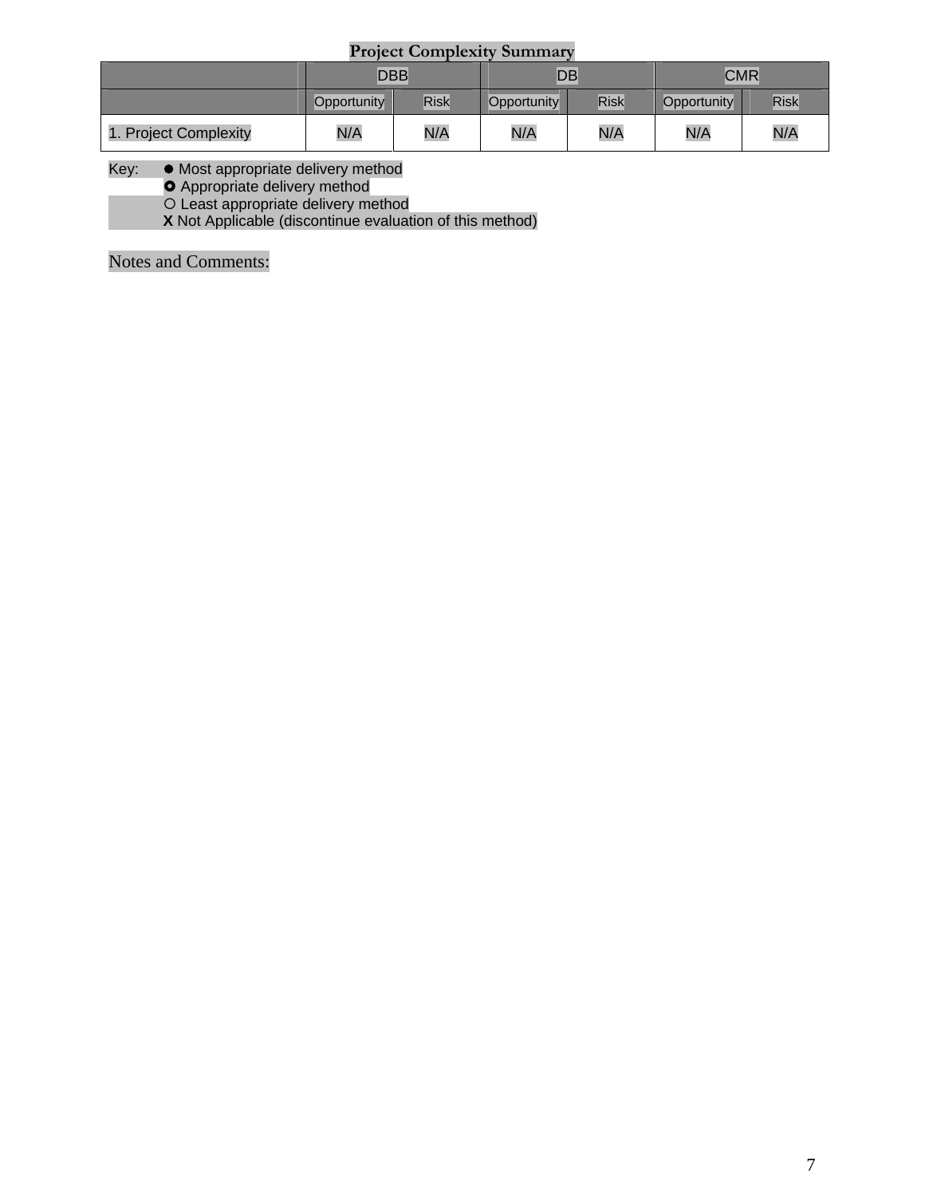**Project Complexity Summary**

| | DBB | | DB | | CMR | |
|---|---|---|---|---|---|---|
| | Opportunity | Risk | Opportunity | Risk | Opportunity | Risk |
| 1. Project Complexity | N/A | N/A | N/A | N/A | N/A | N/A |

Key: ● Most appropriate delivery method
◘ Appropriate delivery method
○ Least appropriate delivery method
**X** Not Applicable (discontinue evaluation of this method)

Notes and Comments: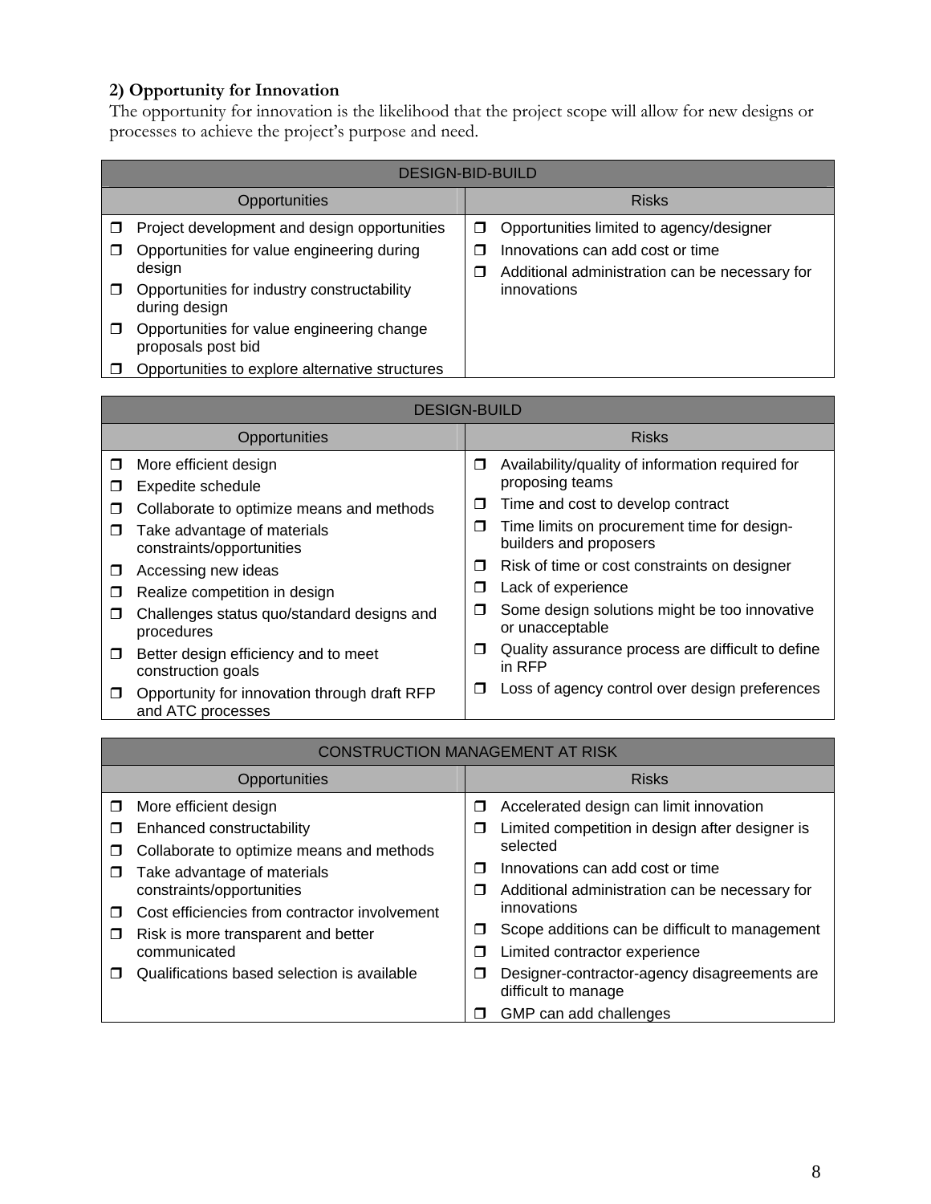## 2) Opportunity for Innovation

The opportunity for innovation is the likelihood that the project scope will allow for new designs or processes to achieve the project's purpose and need.

| DESIGN-BID-BUILD | |
|---|---|
| **Opportunities** | **Risks** |
| ❒ Project development and design opportunities<br>❒ Opportunities for value engineering during design<br>❒ Opportunities for industry constructability during design<br>❒ Opportunities for value engineering change proposals post bid<br>❒ Opportunities to explore alternative structures | ❒ Opportunities limited to agency/designer<br>❒ Innovations can add cost or time<br>❒ Additional administration can be necessary for innovations |

| DESIGN-BUILD | |
|---|---|
| **Opportunities** | **Risks** |
| ❒ More efficient design<br>❒ Expedite schedule<br>❒ Collaborate to optimize means and methods<br>❒ Take advantage of materials constraints/opportunities<br>❒ Accessing new ideas<br>❒ Realize competition in design<br>❒ Challenges status quo/standard designs and procedures<br>❒ Better design efficiency and to meet construction goals<br>❒ Opportunity for innovation through draft RFP and ATC processes | ❒ Availability/quality of information required for proposing teams<br>❒ Time and cost to develop contract<br>❒ Time limits on procurement time for design-builders and proposers<br>❒ Risk of time or cost constraints on designer<br>❒ Lack of experience<br>❒ Some design solutions might be too innovative or unacceptable<br>❒ Quality assurance process are difficult to define in RFP<br>❒ Loss of agency control over design preferences |

| CONSTRUCTION MANAGEMENT AT RISK | |
|---|---|
| **Opportunities** | **Risks** |
| ❒ More efficient design<br>❒ Enhanced constructability<br>❒ Collaborate to optimize means and methods<br>❒ Take advantage of materials constraints/opportunities<br>❒ Cost efficiencies from contractor involvement<br>❒ Risk is more transparent and better communicated<br>❒ Qualifications based selection is available | ❒ Accelerated design can limit innovation<br>❒ Limited competition in design after designer is selected<br>❒ Innovations can add cost or time<br>❒ Additional administration can be necessary for innovations<br>❒ Scope additions can be difficult to management<br>❒ Limited contractor experience<br>❒ Designer-contractor-agency disagreements are difficult to manage<br>❒ GMP can add challenges |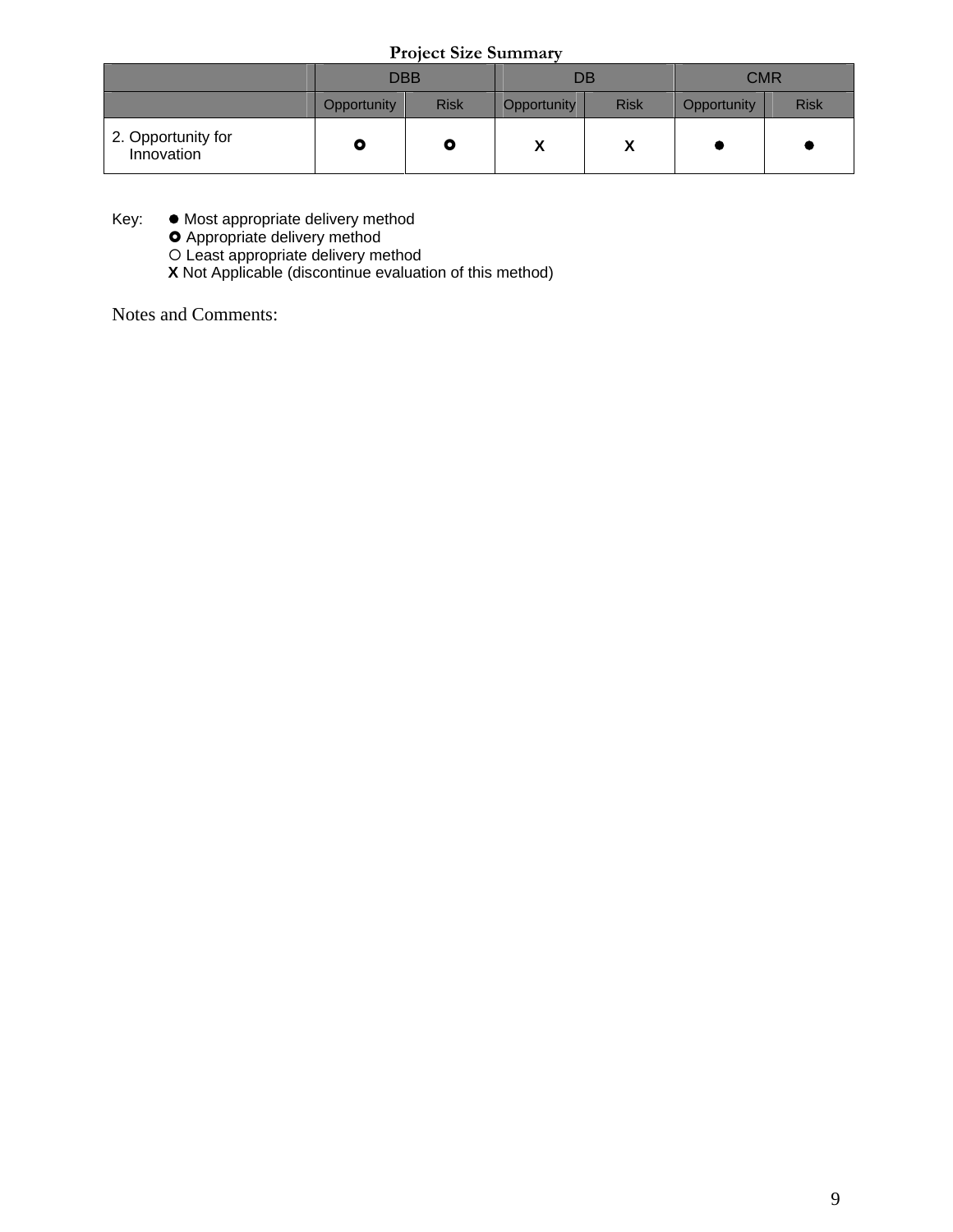**Project Size Summary**

| | DBB | | DB | | CMR | |
|---|---|---|---|---|---|---|
| | Opportunity | Risk | Opportunity | Risk | Opportunity | Risk |
| 2. Opportunity for Innovation | ✪ | ✪ | X | X | ● | ● |

Key:
- ● Most appropriate delivery method
- ✪ Appropriate delivery method
- ○ Least appropriate delivery method
- **X** Not Applicable (discontinue evaluation of this method)

Notes and Comments: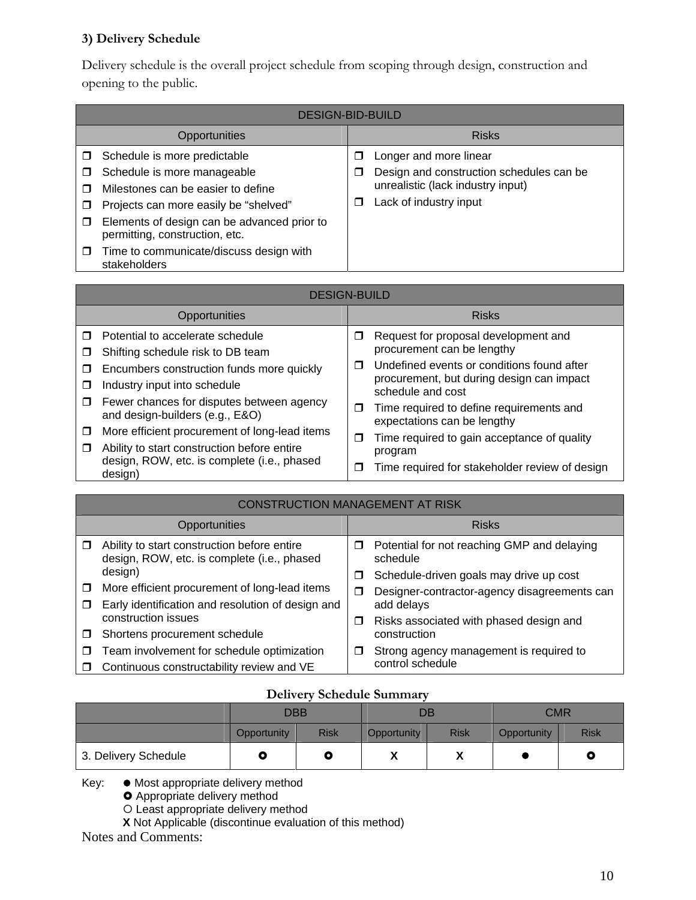### 3) Delivery Schedule

Delivery schedule is the overall project schedule from scoping through design, construction and opening to the public.

| DESIGN-BID-BUILD | |
|---|---|
| **Opportunities** | **Risks** |
| ❒ Schedule is more predictable<br>❒ Schedule is more manageable<br>❒ Milestones can be easier to define<br>❒ Projects can more easily be "shelved"<br>❒ Elements of design can be advanced prior to permitting, construction, etc.<br>❒ Time to communicate/discuss design with stakeholders | ❒ Longer and more linear<br>❒ Design and construction schedules can be unrealistic (lack industry input)<br>❒ Lack of industry input |

| DESIGN-BUILD | |
|---|---|
| **Opportunities** | **Risks** |
| ❒ Potential to accelerate schedule<br>❒ Shifting schedule risk to DB team<br>❒ Encumbers construction funds more quickly<br>❒ Industry input into schedule<br>❒ Fewer chances for disputes between agency and design-builders (e.g., E&O)<br>❒ More efficient procurement of long-lead items<br>❒ Ability to start construction before entire design, ROW, etc. is complete (i.e., phased design) | ❒ Request for proposal development and procurement can be lengthy<br>❒ Undefined events or conditions found after procurement, but during design can impact schedule and cost<br>❒ Time required to define requirements and expectations can be lengthy<br>❒ Time required to gain acceptance of quality program<br>❒ Time required for stakeholder review of design |

| CONSTRUCTION MANAGEMENT AT RISK | |
|---|---|
| **Opportunities** | **Risks** |
| ❒ Ability to start construction before entire design, ROW, etc. is complete (i.e., phased design)<br>❒ More efficient procurement of long-lead items<br>❒ Early identification and resolution of design and construction issues<br>❒ Shortens procurement schedule<br>❒ Team involvement for schedule optimization<br>❒ Continuous constructability review and VE | ❒ Potential for not reaching GMP and delaying schedule<br>❒ Schedule-driven goals may drive up cost<br>❒ Designer-contractor-agency disagreements can add delays<br>❒ Risks associated with phased design and construction<br>❒ Strong agency management is required to control schedule |

**Delivery Schedule Summary**

| | DBB | | DB | | CMR | |
|---|---|---|---|---|---|---|
| | Opportunity | Risk | Opportunity | Risk | Opportunity | Risk |
| 3. Delivery Schedule | ✪ | ✪ | X | X | ● | ✪ |

Key:
- ● Most appropriate delivery method
- ✪ Appropriate delivery method
- ○ Least appropriate delivery method
- **X** Not Applicable (discontinue evaluation of this method)

Notes and Comments: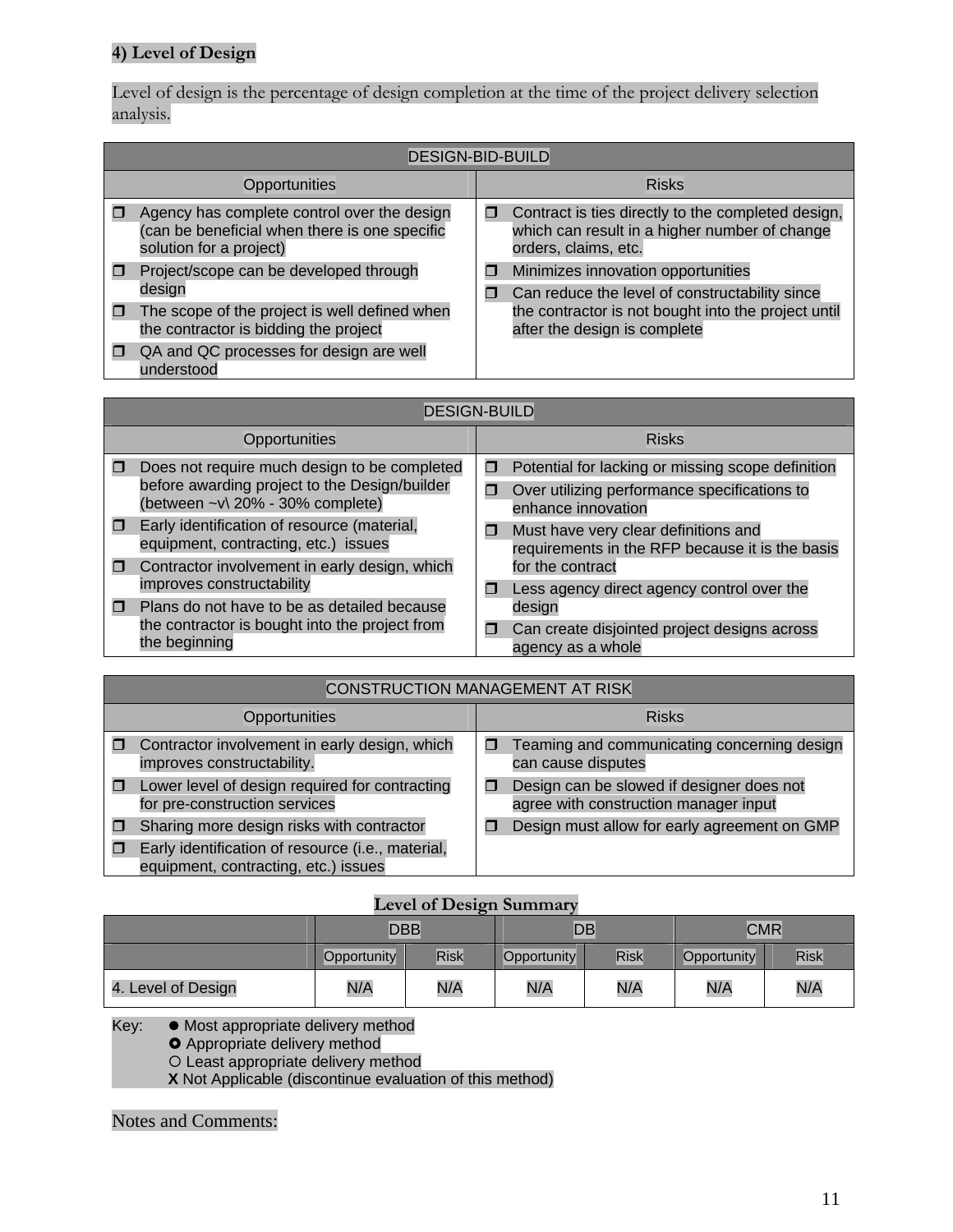**4) Level of Design**

Level of design is the percentage of design completion at the time of the project delivery selection analysis.

| DESIGN-BID-BUILD | |
|---|---|
| **Opportunities** | **Risks** |
| ❒ Agency has complete control over the design (can be beneficial when there is one specific solution for a project)<br>❒ Project/scope can be developed through design<br>❒ The scope of the project is well defined when the contractor is bidding the project<br>❒ QA and QC processes for design are well understood | ❒ Contract is ties directly to the completed design, which can result in a higher number of change orders, claims, etc.<br>❒ Minimizes innovation opportunities<br>❒ Can reduce the level of constructability since the contractor is not bought into the project until after the design is complete |

| DESIGN-BUILD | |
|---|---|
| **Opportunities** | **Risks** |
| ❒ Does not require much design to be completed before awarding project to the Design/builder (between ~v\ 20% - 30% complete)<br>❒ Early identification of resource (material, equipment, contracting, etc.) issues<br>❒ Contractor involvement in early design, which improves constructability<br>❒ Plans do not have to be as detailed because the contractor is bought into the project from the beginning | ❒ Potential for lacking or missing scope definition<br>❒ Over utilizing performance specifications to enhance innovation<br>❒ Must have very clear definitions and requirements in the RFP because it is the basis for the contract<br>❒ Less agency direct agency control over the design<br>❒ Can create disjointed project designs across agency as a whole |

| CONSTRUCTION MANAGEMENT AT RISK | |
|---|---|
| **Opportunities** | **Risks** |
| ❒ Contractor involvement in early design, which improves constructability.<br>❒ Lower level of design required for contracting for pre-construction services<br>❒ Sharing more design risks with contractor<br>❒ Early identification of resource (i.e., material, equipment, contracting, etc.) issues | ❒ Teaming and communicating concerning design can cause disputes<br>❒ Design can be slowed if designer does not agree with construction manager input<br>❒ Design must allow for early agreement on GMP |

**Level of Design Summary**

| | DBB | | DB | | CMR | |
|---|---|---|---|---|---|---|
| | Opportunity | Risk | Opportunity | Risk | Opportunity | Risk |
| 4. Level of Design | N/A | N/A | N/A | N/A | N/A | N/A |

Key:
- ● Most appropriate delivery method
- ✪ Appropriate delivery method
- ○ Least appropriate delivery method
- **X** Not Applicable (discontinue evaluation of this method)

Notes and Comments: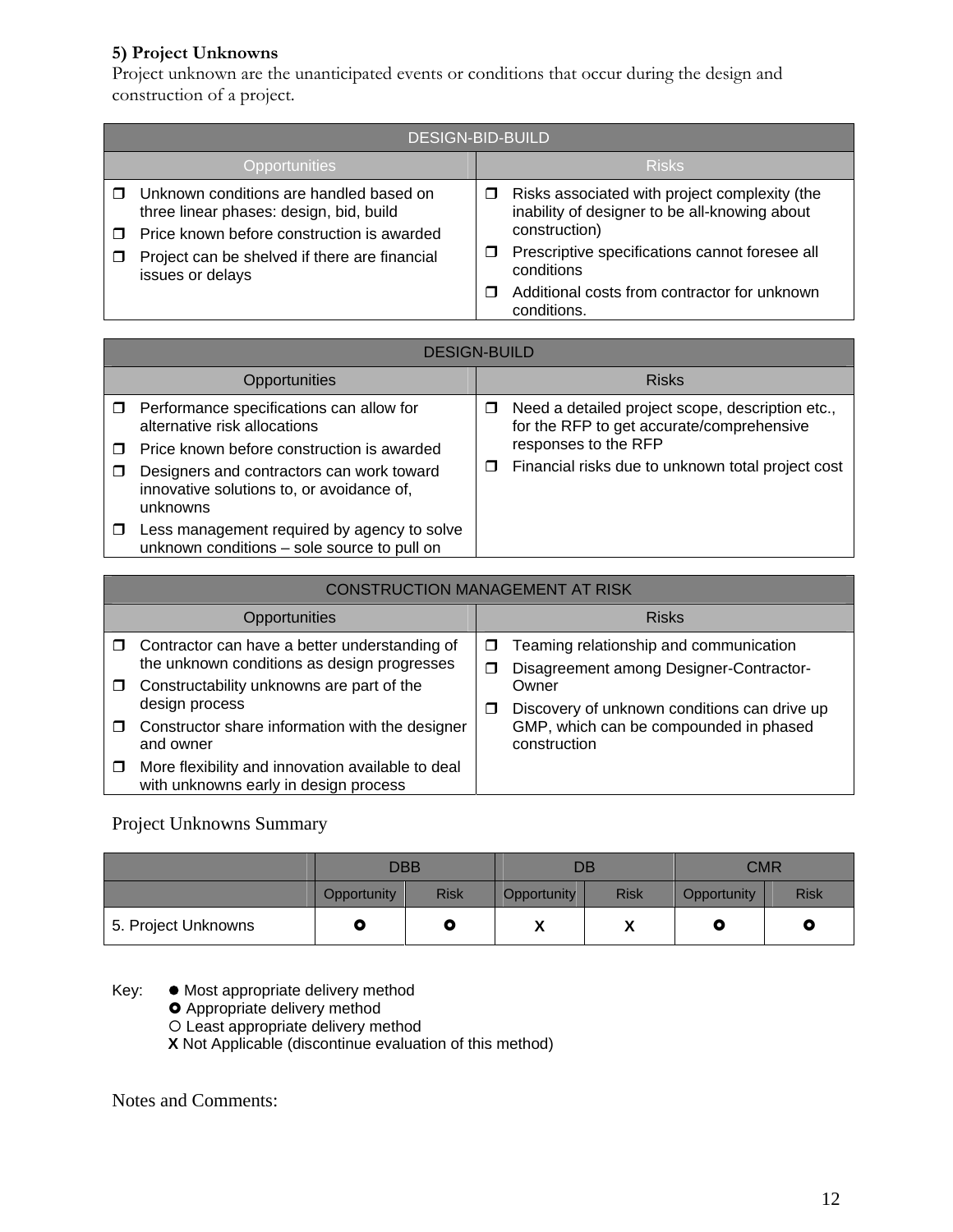### 5) Project Unknowns

Project unknown are the unanticipated events or conditions that occur during the design and construction of a project.

| DESIGN-BID-BUILD | |
|---|---|
| **Opportunities** | **Risks** |
| ❒ Unknown conditions are handled based on three linear phases: design, bid, build<br>❒ Price known before construction is awarded<br>❒ Project can be shelved if there are financial issues or delays | ❒ Risks associated with project complexity (the inability of designer to be all-knowing about construction)<br>❒ Prescriptive specifications cannot foresee all conditions<br>❒ Additional costs from contractor for unknown conditions. |

| DESIGN-BUILD | |
|---|---|
| **Opportunities** | **Risks** |
| ❒ Performance specifications can allow for alternative risk allocations<br>❒ Price known before construction is awarded<br>❒ Designers and contractors can work toward innovative solutions to, or avoidance of, unknowns<br>❒ Less management required by agency to solve unknown conditions – sole source to pull on | ❒ Need a detailed project scope, description etc., for the RFP to get accurate/comprehensive responses to the RFP<br>❒ Financial risks due to unknown total project cost |

| CONSTRUCTION MANAGEMENT AT RISK | |
|---|---|
| **Opportunities** | **Risks** |
| ❒ Contractor can have a better understanding of the unknown conditions as design progresses<br>❒ Constructability unknowns are part of the design process<br>❒ Constructor share information with the designer and owner<br>❒ More flexibility and innovation available to deal with unknowns early in design process | ❒ Teaming relationship and communication<br>❒ Disagreement among Designer-Contractor-Owner<br>❒ Discovery of unknown conditions can drive up GMP, which can be compounded in phased construction |

Project Unknowns Summary

| | DBB | | DB | | CMR | |
|---|---|---|---|---|---|---|
| | Opportunity | Risk | Opportunity | Risk | Opportunity | Risk |
| 5. Project Unknowns | ✪ | ✪ | X | X | ✪ | ✪ |

Key:
- ● Most appropriate delivery method
- ✪ Appropriate delivery method
- ○ Least appropriate delivery method
- **X** Not Applicable (discontinue evaluation of this method)

Notes and Comments: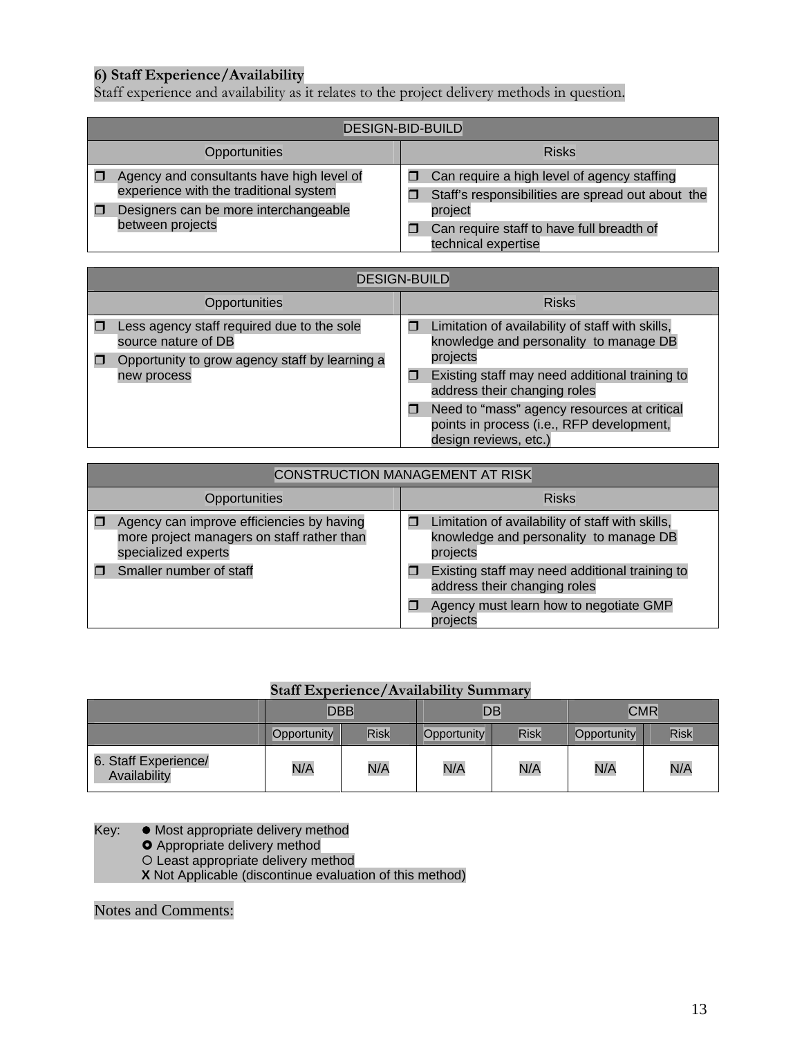### 6) Staff Experience/Availability

Staff experience and availability as it relates to the project delivery methods in question.

| DESIGN-BID-BUILD | |
|---|---|
| Opportunities | Risks |
| ❒ Agency and consultants have high level of experience with the traditional system<br>❒ Designers can be more interchangeable between projects | ❒ Can require a high level of agency staffing<br>❒ Staff's responsibilities are spread out about the project<br>❒ Can require staff to have full breadth of technical expertise |

| DESIGN-BUILD | |
|---|---|
| Opportunities | Risks |
| ❒ Less agency staff required due to the sole source nature of DB<br>❒ Opportunity to grow agency staff by learning a new process | ❒ Limitation of availability of staff with skills, knowledge and personality to manage DB projects<br>❒ Existing staff may need additional training to address their changing roles<br>❒ Need to "mass" agency resources at critical points in process (i.e., RFP development, design reviews, etc.) |

| CONSTRUCTION MANAGEMENT AT RISK | |
|---|---|
| Opportunities | Risks |
| ❒ Agency can improve efficiencies by having more project managers on staff rather than specialized experts<br>❒ Smaller number of staff | ❒ Limitation of availability of staff with skills, knowledge and personality to manage DB projects<br>❒ Existing staff may need additional training to address their changing roles<br>❒ Agency must learn how to negotiate GMP projects |

**Staff Experience/Availability Summary**

| | DBB | | DB | | CMR | |
|---|---|---|---|---|---|---|
| | Opportunity | Risk | Opportunity | Risk | Opportunity | Risk |
| 6. Staff Experience/ Availability | N/A | N/A | N/A | N/A | N/A | N/A |

Key: ● Most appropriate delivery method
✪ Appropriate delivery method
○ Least appropriate delivery method
**X** Not Applicable (discontinue evaluation of this method)

Notes and Comments: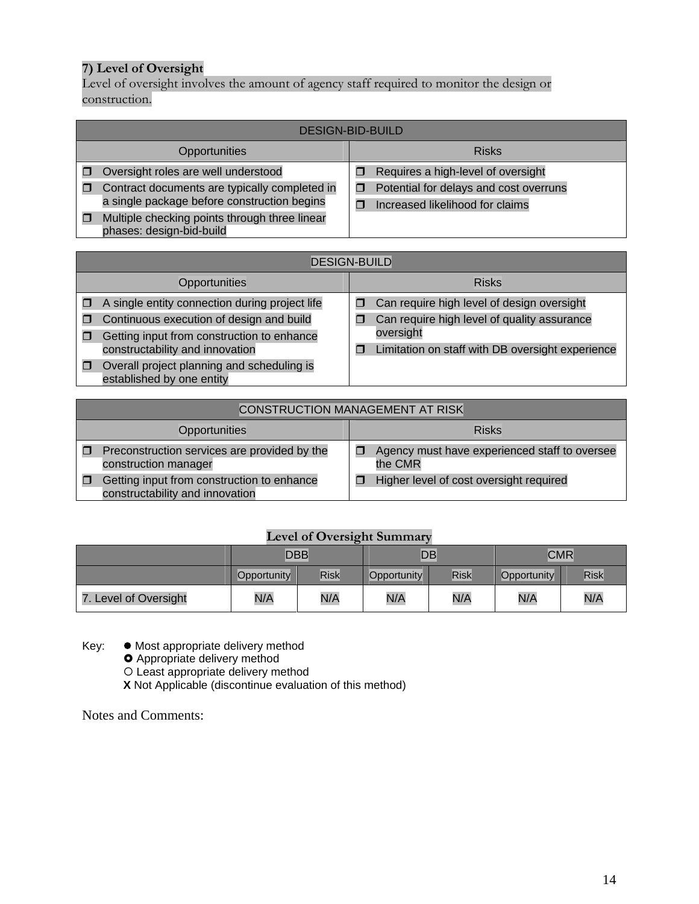## 7) Level of Oversight

Level of oversight involves the amount of agency staff required to monitor the design or construction.

| DESIGN-BID-BUILD | |
|---|---|
| Opportunities | Risks |
| ❒ Oversight roles are well understood<br>❒ Contract documents are typically completed in a single package before construction begins<br>❒ Multiple checking points through three linear phases: design-bid-build | ❒ Requires a high-level of oversight<br>❒ Potential for delays and cost overruns<br>❒ Increased likelihood for claims |

| DESIGN-BUILD | |
|---|---|
| Opportunities | Risks |
| ❒ A single entity connection during project life<br>❒ Continuous execution of design and build<br>❒ Getting input from construction to enhance constructability and innovation<br>❒ Overall project planning and scheduling is established by one entity | ❒ Can require high level of design oversight<br>❒ Can require high level of quality assurance oversight<br>❒ Limitation on staff with DB oversight experience |

| CONSTRUCTION MANAGEMENT AT RISK | |
|---|---|
| Opportunities | Risks |
| ❒ Preconstruction services are provided by the construction manager<br>❒ Getting input from construction to enhance constructability and innovation | ❒ Agency must have experienced staff to oversee the CMR<br>❒ Higher level of cost oversight required |

**Level of Oversight Summary**

| | DBB | | DB | | CMR | |
|---|---|---|---|---|---|---|
| | Opportunity | Risk | Opportunity | Risk | Opportunity | Risk |
| 7. Level of Oversight | N/A | N/A | N/A | N/A | N/A | N/A |

Key: ● Most appropriate delivery method
✪ Appropriate delivery method
○ Least appropriate delivery method
**X** Not Applicable (discontinue evaluation of this method)

Notes and Comments: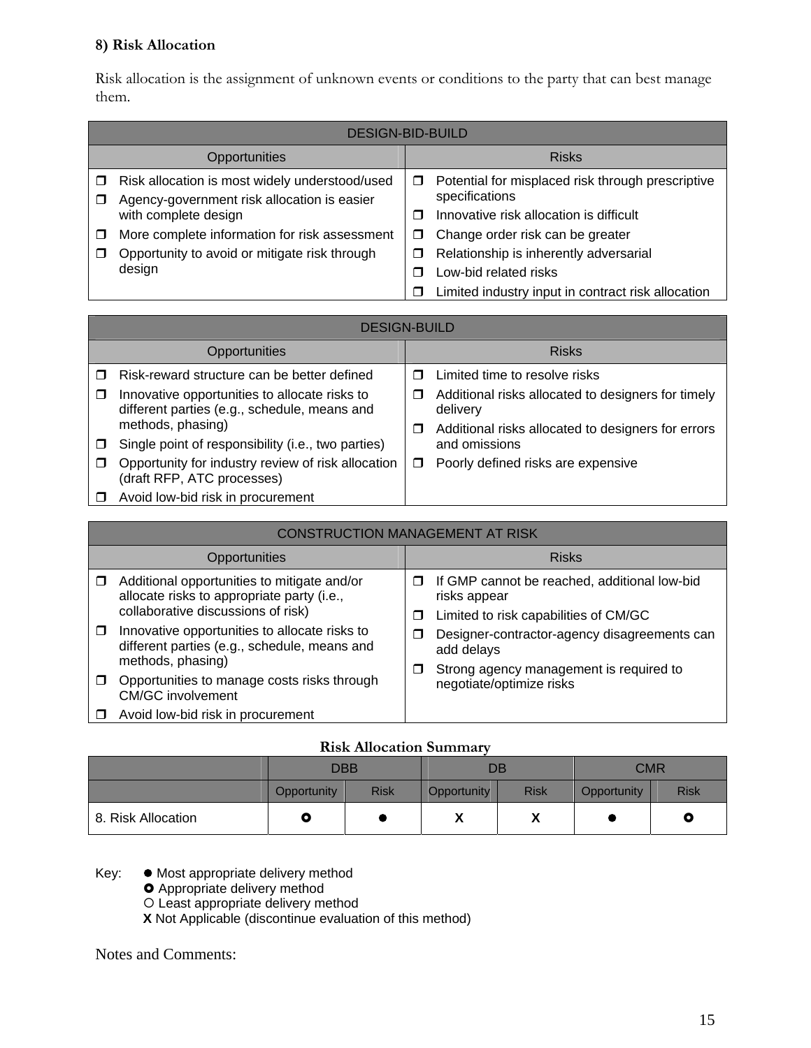### 8) Risk Allocation

Risk allocation is the assignment of unknown events or conditions to the party that can best manage them.

| DESIGN-BID-BUILD | |
|---|---|
| **Opportunities** | **Risks** |
| ❒ Risk allocation is most widely understood/used<br>❒ Agency-government risk allocation is easier with complete design<br>❒ More complete information for risk assessment<br>❒ Opportunity to avoid or mitigate risk through design | ❒ Potential for misplaced risk through prescriptive specifications<br>❒ Innovative risk allocation is difficult<br>❒ Change order risk can be greater<br>❒ Relationship is inherently adversarial<br>❒ Low-bid related risks<br>❒ Limited industry input in contract risk allocation |

| DESIGN-BUILD | |
|---|---|
| **Opportunities** | **Risks** |
| ❒ Risk-reward structure can be better defined<br>❒ Innovative opportunities to allocate risks to different parties (e.g., schedule, means and methods, phasing)<br>❒ Single point of responsibility (i.e., two parties)<br>❒ Opportunity for industry review of risk allocation (draft RFP, ATC processes)<br>❒ Avoid low-bid risk in procurement | ❒ Limited time to resolve risks<br>❒ Additional risks allocated to designers for timely delivery<br>❒ Additional risks allocated to designers for errors and omissions<br>❒ Poorly defined risks are expensive |

| CONSTRUCTION MANAGEMENT AT RISK | |
|---|---|
| **Opportunities** | **Risks** |
| ❒ Additional opportunities to mitigate and/or allocate risks to appropriate party (i.e., collaborative discussions of risk)<br>❒ Innovative opportunities to allocate risks to different parties (e.g., schedule, means and methods, phasing)<br>❒ Opportunities to manage costs risks through CM/GC involvement<br>❒ Avoid low-bid risk in procurement | ❒ If GMP cannot be reached, additional low-bid risks appear<br>❒ Limited to risk capabilities of CM/GC<br>❒ Designer-contractor-agency disagreements can add delays<br>❒ Strong agency management is required to negotiate/optimize risks |

**Risk Allocation Summary**

| | DBB | | DB | | CMR | |
|---|---|---|---|---|---|---|
| | Opportunity | Risk | Opportunity | Risk | Opportunity | Risk |
| 8. Risk Allocation | ✪ | ● | X | X | ● | ✪ |

Key:
● Most appropriate delivery method
✪ Appropriate delivery method
○ Least appropriate delivery method
**X** Not Applicable (discontinue evaluation of this method)

Notes and Comments: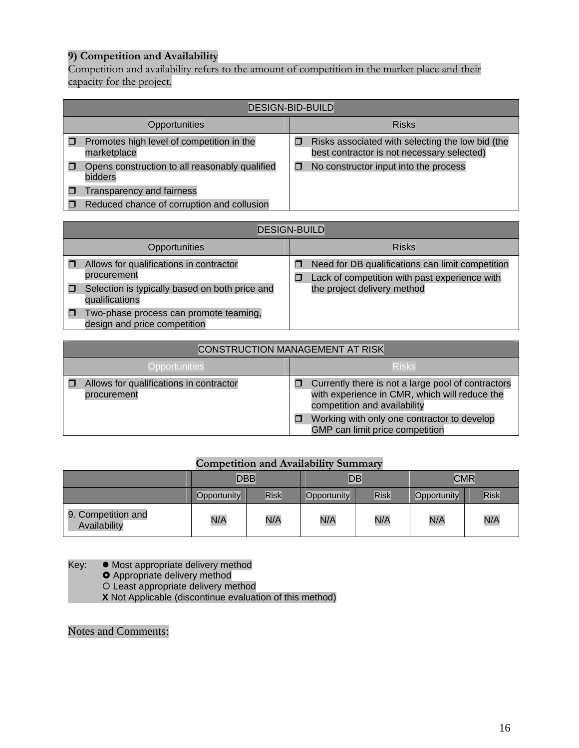## 9) Competition and Availability

Competition and availability refers to the amount of competition in the market place and their capacity for the project.

| DESIGN-BID-BUILD | |
|---|---|
| **Opportunities** | **Risks** |
| ❒ Promotes high level of competition in the marketplace<br>❒ Opens construction to all reasonably qualified bidders<br>❒ Transparency and fairness<br>❒ Reduced chance of corruption and collusion | ❒ Risks associated with selecting the low bid (the best contractor is not necessary selected)<br>❒ No constructor input into the process |

| DESIGN-BUILD | |
|---|---|
| **Opportunities** | **Risks** |
| ❒ Allows for qualifications in contractor procurement<br>❒ Selection is typically based on both price and qualifications<br>❒ Two-phase process can promote teaming, design and price competition | ❒ Need for DB qualifications can limit competition<br>❒ Lack of competition with past experience with the project delivery method |

| CONSTRUCTION MANAGEMENT AT RISK | |
|---|---|
| **Opportunities** | **Risks** |
| ❒ Allows for qualifications in contractor procurement | ❒ Currently there is not a large pool of contractors with experience in CMR, which will reduce the competition and availability<br>❒ Working with only one contractor to develop GMP can limit price competition |

**Competition and Availability Summary**

| | DBB | | DB | | CMR | |
|---|---|---|---|---|---|---|
| | Opportunity | Risk | Opportunity | Risk | Opportunity | Risk |
| 9. Competition and Availability | N/A | N/A | N/A | N/A | N/A | N/A |

Key:
- ● Most appropriate delivery method
- ◉ Appropriate delivery method
- ○ Least appropriate delivery method
- **X** Not Applicable (discontinue evaluation of this method)

Notes and Comments: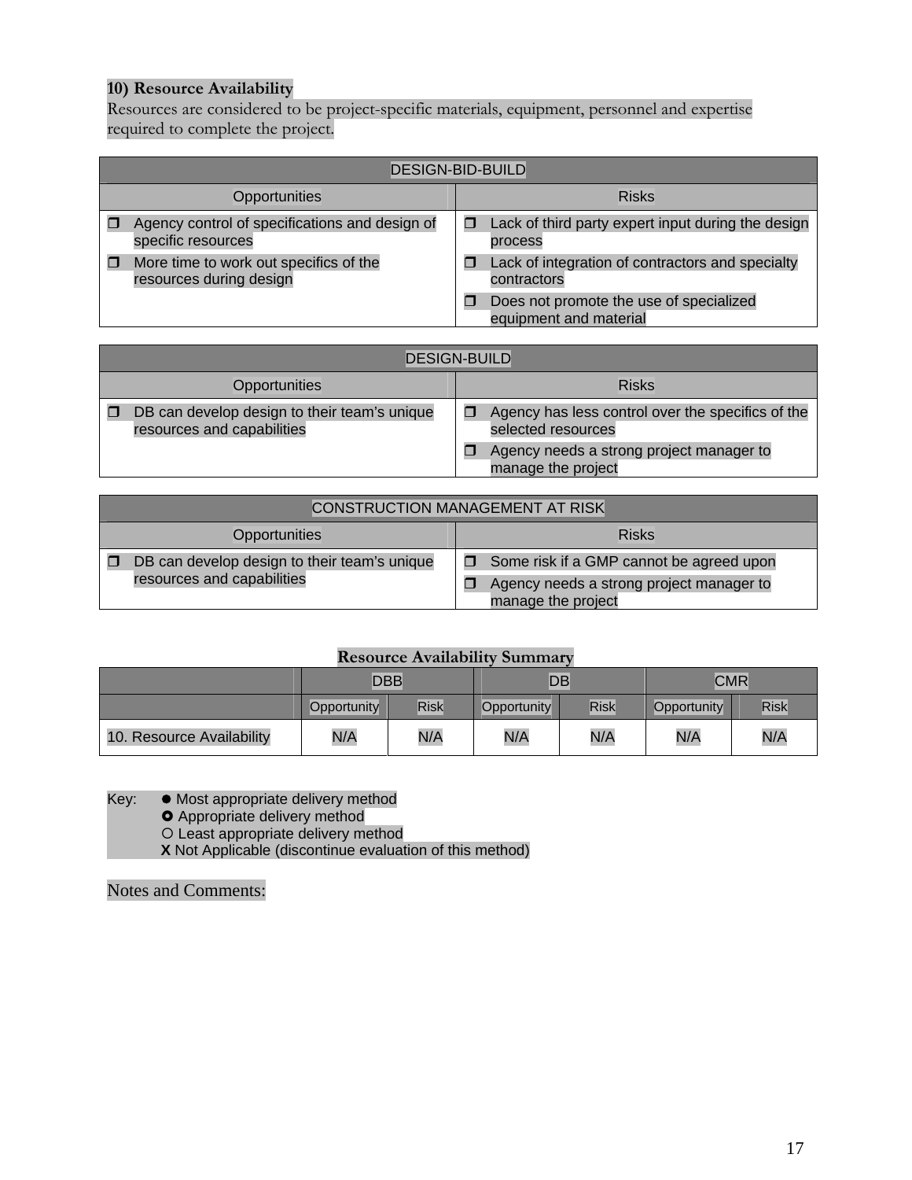**10) Resource Availability**
Resources are considered to be project-specific materials, equipment, personnel and expertise required to complete the project.

| DESIGN-BID-BUILD | |
|---|---|
| **Opportunities** | **Risks** |
| ❒ Agency control of specifications and design of specific resources<br>❒ More time to work out specifics of the resources during design | ❒ Lack of third party expert input during the design process<br>❒ Lack of integration of contractors and specialty contractors<br>❒ Does not promote the use of specialized equipment and material |

| DESIGN-BUILD | |
|---|---|
| **Opportunities** | **Risks** |
| ❒ DB can develop design to their team's unique resources and capabilities | ❒ Agency has less control over the specifics of the selected resources<br>❒ Agency needs a strong project manager to manage the project |

| CONSTRUCTION MANAGEMENT AT RISK | |
|---|---|
| **Opportunities** | **Risks** |
| ❒ DB can develop design to their team's unique resources and capabilities | ❒ Some risk if a GMP cannot be agreed upon<br>❒ Agency needs a strong project manager to manage the project |

**Resource Availability Summary**

| | DBB | | DB | | CMR | |
|---|---|---|---|---|---|---|
| | Opportunity | Risk | Opportunity | Risk | Opportunity | Risk |
| 10. Resource Availability | N/A | N/A | N/A | N/A | N/A | N/A |

Key:
- ● Most appropriate delivery method
- ✪ Appropriate delivery method
- ○ Least appropriate delivery method
- **X** Not Applicable (discontinue evaluation of this method)

Notes and Comments: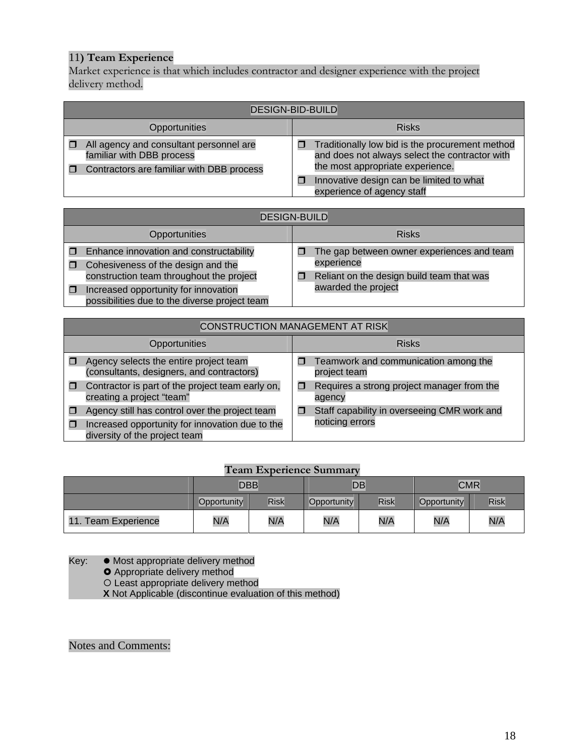## 11) Team Experience

Market experience is that which includes contractor and designer experience with the project delivery method.

| DESIGN-BID-BUILD | |
|---|---|
| **Opportunities** | **Risks** |
| ❒ All agency and consultant personnel are familiar with DBB process<br>❒ Contractors are familiar with DBB process | ❒ Traditionally low bid is the procurement method and does not always select the contractor with the most appropriate experience.<br>❒ Innovative design can be limited to what experience of agency staff |

| DESIGN-BUILD | |
|---|---|
| **Opportunities** | **Risks** |
| ❒ Enhance innovation and constructability<br>❒ Cohesiveness of the design and the construction team throughout the project<br>❒ Increased opportunity for innovation possibilities due to the diverse project team | ❒ The gap between owner experiences and team experience<br>❒ Reliant on the design build team that was awarded the project |

| CONSTRUCTION MANAGEMENT AT RISK | |
|---|---|
| **Opportunities** | **Risks** |
| ❒ Agency selects the entire project team (consultants, designers, and contractors)<br>❒ Contractor is part of the project team early on, creating a project "team"<br>❒ Agency still has control over the project team<br>❒ Increased opportunity for innovation due to the diversity of the project team | ❒ Teamwork and communication among the project team<br>❒ Requires a strong project manager from the agency<br>❒ Staff capability in overseeing CMR work and noticing errors |

**Team Experience Summary**

| | DBB | | DB | | CMR | |
|---|---|---|---|---|---|---|
| | Opportunity | Risk | Opportunity | Risk | Opportunity | Risk |
| 11. Team Experience | N/A | N/A | N/A | N/A | N/A | N/A |

Key:
- ● Most appropriate delivery method
- ◉ Appropriate delivery method
- ○ Least appropriate delivery method
- **X** Not Applicable (discontinue evaluation of this method)

Notes and Comments: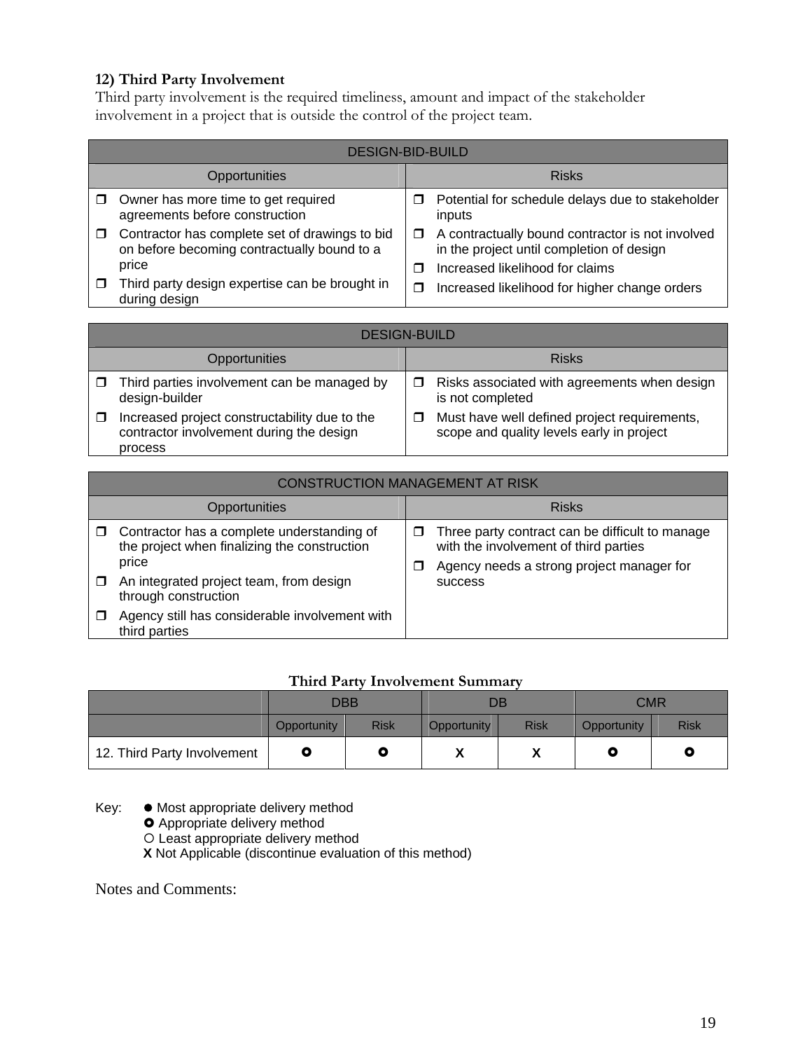### 12) Third Party Involvement

Third party involvement is the required timeliness, amount and impact of the stakeholder involvement in a project that is outside the control of the project team.

| DESIGN-BID-BUILD | |
|---|---|
| Opportunities | Risks |
| ❒ Owner has more time to get required agreements before construction<br>❒ Contractor has complete set of drawings to bid on before becoming contractually bound to a price<br>❒ Third party design expertise can be brought in during design | ❒ Potential for schedule delays due to stakeholder inputs<br>❒ A contractually bound contractor is not involved in the project until completion of design<br>❒ Increased likelihood for claims<br>❒ Increased likelihood for higher change orders |

| DESIGN-BUILD | |
|---|---|
| Opportunities | Risks |
| ❒ Third parties involvement can be managed by design-builder<br>❒ Increased project constructability due to the contractor involvement during the design process | ❒ Risks associated with agreements when design is not completed<br>❒ Must have well defined project requirements, scope and quality levels early in project |

| CONSTRUCTION MANAGEMENT AT RISK | |
|---|---|
| Opportunities | Risks |
| ❒ Contractor has a complete understanding of the project when finalizing the construction price<br>❒ An integrated project team, from design through construction<br>❒ Agency still has considerable involvement with third parties | ❒ Three party contract can be difficult to manage with the involvement of third parties<br>❒ Agency needs a strong project manager for success |

**Third Party Involvement Summary**

| | DBB | | DB | | CMR | |
|---|---|---|---|---|---|---|
| | Opportunity | Risk | Opportunity | Risk | Opportunity | Risk |
| 12. Third Party Involvement | ⭘ | ⭘ | X | X | ⭘ | ⭘ |

Key:
- ● Most appropriate delivery method
- ⭘ Appropriate delivery method
- ○ Least appropriate delivery method
- **X** Not Applicable (discontinue evaluation of this method)

Notes and Comments: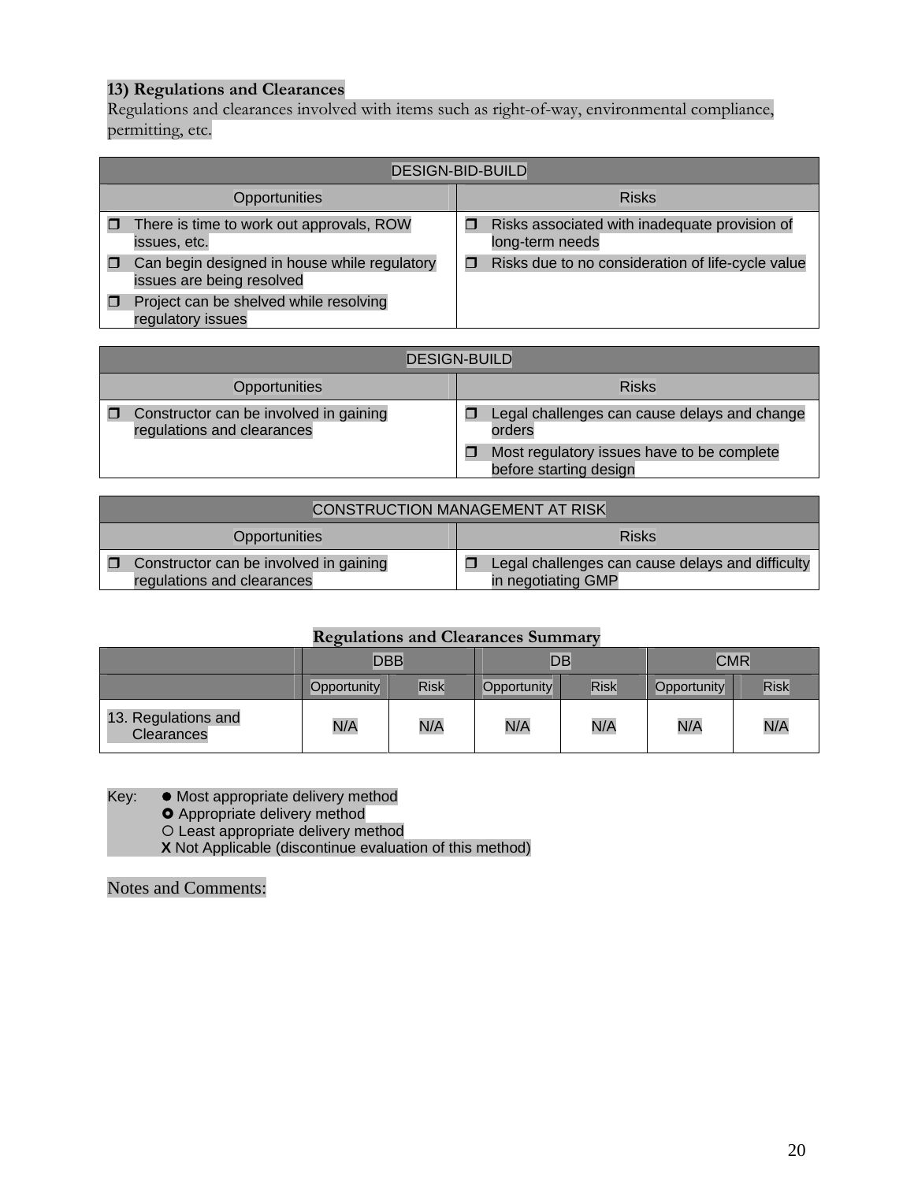**13) Regulations and Clearances**

Regulations and clearances involved with items such as right-of-way, environmental compliance, permitting, etc.

| DESIGN-BID-BUILD | |
|---|---|
| Opportunities | Risks |
| ❒ There is time to work out approvals, ROW issues, etc.<br>❒ Can begin designed in house while regulatory issues are being resolved<br>❒ Project can be shelved while resolving regulatory issues | ❒ Risks associated with inadequate provision of long-term needs<br>❒ Risks due to no consideration of life-cycle value |

| DESIGN-BUILD | |
|---|---|
| Opportunities | Risks |
| ❒ Constructor can be involved in gaining regulations and clearances | ❒ Legal challenges can cause delays and change orders<br>❒ Most regulatory issues have to be complete before starting design |

| CONSTRUCTION MANAGEMENT AT RISK | |
|---|---|
| Opportunities | Risks |
| ❒ Constructor can be involved in gaining regulations and clearances | ❒ Legal challenges can cause delays and difficulty in negotiating GMP |

**Regulations and Clearances Summary**

| | DBB | | DB | | CMR | |
|---|---|---|---|---|---|---|
| | Opportunity | Risk | Opportunity | Risk | Opportunity | Risk |
| 13. Regulations and Clearances | N/A | N/A | N/A | N/A | N/A | N/A |

Key:
- ● Most appropriate delivery method
- ◉ Appropriate delivery method
- ○ Least appropriate delivery method
- **X** Not Applicable (discontinue evaluation of this method)

Notes and Comments: